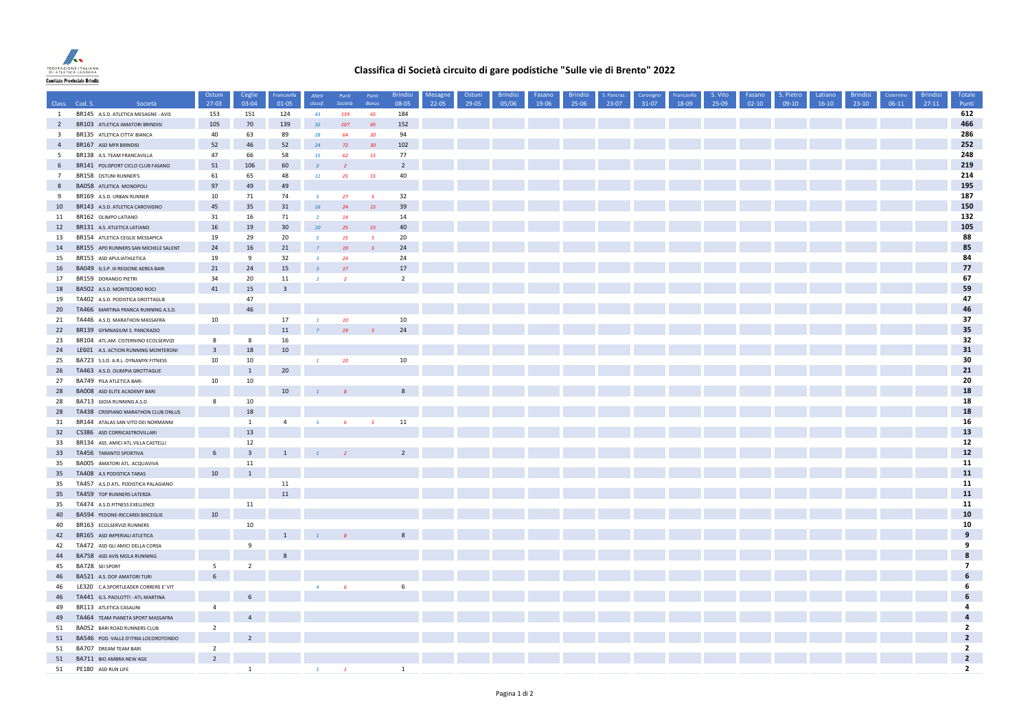# Classifica di Società circuito di gare podistiche "Sulle vie di Brento" 2022

| Class. | Cod. S. | Società | Ostuni 27-03 | Ceglie 03-04 | Francavilla 01-05 | Atleti classif. | Punti Società | Punti Bonus | Brindisi 08-05 | Mesagne 22-05 | Ostuni 29-05 | Brindisi 05/06 | Fasano 19-06 | Brindisi 25-06 | S. Pancraz. 23-07 | Carovigno 31-07 | Francavilla 18-09 | S. Vito 25-09 | Fasano 02-10 | S. Pietro 09-10 | Latiano 16-10 | Brindisi 23-10 | Cisternino 06-11 | Brindisi 27-11 | Totale Punti |
|---|---|---|---|---|---|---|---|---|---|---|---|---|---|---|---|---|---|---|---|---|---|---|---|---|---|
| 1 | BR145 | A.S.D. ATLETICA MESAGNE - AVIS | 153 | 151 | 124 | 43 | 139 | 45 | 184 | | | | | | | | | | | | | | | | 612 |
| 2 | BR103 | ATLETICA AMATORI BRINDISI | 105 | 70 | 139 | 32 | 107 | 45 | 152 | | | | | | | | | | | | | | | | 466 |
| 3 | BR135 | ATLETICA CITTA' BIANCA | 40 | 63 | 89 | 28 | 64 | 30 | 94 | | | | | | | | | | | | | | | | 286 |
| 4 | BR167 | ASD MFR BRINDISI | 52 | 46 | 52 | 24 | 72 | 30 | 102 | | | | | | | | | | | | | | | | 252 |
| 5 | BR138 | A.S. TEAM FRANCAVILLA | 47 | 66 | 58 | 15 | 62 | 15 | 77 | | | | | | | | | | | | | | | | 248 |
| 6 | BR141 | POLISPORT CICLO CLUB FASANO | 51 | 106 | 60 | 2 | 2 | | 2 | | | | | | | | | | | | | | | | 219 |
| 7 | BR158 | OSTUNI RUNNER'S | 61 | 65 | 48 | 11 | 25 | 15 | 40 | | | | | | | | | | | | | | | | 214 |
| 8 | BA058 | ATLETICA MONOPOLI | 97 | 49 | 49 | | | | | | | | | | | | | | | | | | | | 195 |
| 9 | BR169 | A.S.D. URBAN RUNNER | 10 | 71 | 74 | 5 | 27 | 5 | 32 | | | | | | | | | | | | | | | | 187 |
| 10 | BR143 | A.S.D. ATLETICA CAROVIGNO | 45 | 35 | 31 | 16 | 24 | 15 | 39 | | | | | | | | | | | | | | | | 150 |
| 11 | BR162 | OLIMPO LATIANO | 31 | 16 | 71 | 2 | 14 | | 14 | | | | | | | | | | | | | | | | 132 |
| 12 | BR131 | A.S. ATLETICA LATIANO | 16 | 19 | 30 | 10 | 25 | 15 | 40 | | | | | | | | | | | | | | | | 105 |
| 13 | BR154 | ATLETICA CEGLIE MESSAPICA | 19 | 29 | 20 | 5 | 15 | 5 | 20 | | | | | | | | | | | | | | | | 88 |
| 14 | BR155 | APD RUNNERS SAN MICHELE SALENT | 24 | 16 | 21 | 7 | 19 | 5 | 24 | | | | | | | | | | | | | | | | 85 |
| 15 | BR153 | ASD APULIATHLETICA | 19 | 9 | 32 | 3 | 24 | | 24 | | | | | | | | | | | | | | | | 84 |
| 16 | BA049 | G.S.P. III REGIONE AEREA BARI | 21 | 24 | 15 | 3 | 17 | | 17 | | | | | | | | | | | | | | | | 77 |
| 17 | BR159 | DORANDO PIETRI | 34 | 20 | 11 | 2 | 2 | | 2 | | | | | | | | | | | | | | | | 67 |
| 18 | BA502 | A.S.D. MONTEDORO NOCI | 41 | 15 | 3 | | | | | | | | | | | | | | | | | | | | 59 |
| 19 | TA402 | A.S.D. PODISTICA GROTTAGLIE | | 47 | | | | | | | | | | | | | | | | | | | | | 47 |
| 20 | TA466 | MARTINA FRANCA RUNNING A.S.D. | | 46 | | | | | | | | | | | | | | | | | | | | | 46 |
| 21 | TA446 | A.S.D. MARATHON MASSAFRA | 10 | | 17 | 1 | 10 | | 10 | | | | | | | | | | | | | | | | 37 |
| 22 | BR139 | GYMNASIUM S. PANCRAZIO | | | 11 | 7 | 19 | 5 | 24 | | | | | | | | | | | | | | | | 35 |
| 23 | BR104 | ATL.AM. CISTERNINO ECOLSERVIZI | 8 | 8 | 16 | | | | | | | | | | | | | | | | | | | | 32 |
| 24 | LE601 | A.S. ACTION RUNNING MONTERONI | 3 | 18 | 10 | | | | | | | | | | | | | | | | | | | | 31 |
| 25 | BA723 | S.S.D. A.R.L. DYNAMYK FITNESS | 10 | 10 | | 1 | 10 | | 10 | | | | | | | | | | | | | | | | 30 |
| 26 | TA463 | A.S.D. OLIMPIA GROTTAGLIE | | 1 | 20 | | | | | | | | | | | | | | | | | | | | 21 |
| 27 | BA749 | PILA ATLETICA BARI | 10 | 10 | | | | | | | | | | | | | | | | | | | | | 20 |
| 28 | BA008 | ASD ELITE ACADEMY BARI | | | 10 | 1 | 8 | | 8 | | | | | | | | | | | | | | | | 18 |
| 28 | BA713 | GIOIA RUNNING A.S.D. | 8 | 10 | | | | | | | | | | | | | | | | | | | | | 18 |
| 28 | TA438 | CRISPIANO MARATHON CLUB ONLUS | | 18 | | | | | | | | | | | | | | | | | | | | | 18 |
| 31 | BR144 | ATALAS SAN VITO DEI NORMANNI | | 1 | 4 | 5 | 6 | 5 | 11 | | | | | | | | | | | | | | | | 16 |
| 32 | CS386 | ASD CORRICASTROVILLARI | | 13 | | | | | | | | | | | | | | | | | | | | | 13 |
| 33 | BR134 | ASS. AMICI ATL.VILLA CASTELLI | | 12 | | | | | | | | | | | | | | | | | | | | | 12 |
| 33 | TA456 | TARANTO SPORTIVA | 6 | 3 | 1 | 1 | 2 | | 2 | | | | | | | | | | | | | | | | 12 |
| 35 | BA005 | AMATORI ATL. ACQUAVIVA | | 11 | | | | | | | | | | | | | | | | | | | | | 11 |
| 35 | TA408 | A.S PODISTICA TARAS | 10 | 1 | | | | | | | | | | | | | | | | | | | | | 11 |
| 35 | TA457 | A.S.D ATL. PODISTICA PALAGIANO | | | 11 | | | | | | | | | | | | | | | | | | | | 11 |
| 35 | TA459 | TOP RUNNERS LATERZA | | | 11 | | | | | | | | | | | | | | | | | | | | 11 |
| 35 | TA474 | A.S.D.FITNESS EXELLENCE | | 11 | | | | | | | | | | | | | | | | | | | | | 11 |
| 40 | BA594 | PEDONE-RICCARDI BISCEGLIE | 10 | | | | | | | | | | | | | | | | | | | | | | 10 |
| 40 | BR163 | ECOLSERVIZI RUNNERS | | 10 | | | | | | | | | | | | | | | | | | | | | 10 |
| 42 | BR165 | ASD IMPERIALI ATLETICA | | | 1 | 1 | 8 | | 8 | | | | | | | | | | | | | | | | 9 |
| 42 | TA472 | ASD GLI AMICI DELLA CORSA | | 9 | | | | | | | | | | | | | | | | | | | | | 9 |
| 44 | BA758 | ASD AVIS MOLA RUNNING | | | 8 | | | | | | | | | | | | | | | | | | | | 8 |
| 45 | BA728 | SEI SPORT | 5 | 2 | | | | | | | | | | | | | | | | | | | | | 7 |
| 46 | BA521 | A.S. DOF AMATORI TURI | 6 | | | | | | | | | | | | | | | | | | | | | | 6 |
| 46 | LE320 | C.A.SPORTLEADER CORRERE E' VIT | | | | 4 | 6 | | 6 | | | | | | | | | | | | | | | | 6 |
| 46 | TA441 | G.S. PAOLOTTI - ATL MARTINA | | 6 | | | | | | | | | | | | | | | | | | | | | 6 |
| 49 | BR113 | ATLETICA CASALINI | 4 | | | | | | | | | | | | | | | | | | | | | | 4 |
| 49 | TA464 | TEAM PIANETA SPORT MASSAFRA | | 4 | | | | | | | | | | | | | | | | | | | | | 4 |
| 51 | BA052 | BARI ROAD RUNNERS CLUB | 2 | | | | | | | | | | | | | | | | | | | | | | 2 |
| 51 | BA546 | POD. VALLE D'ITRIA LOCOROTONDO | | 2 | | | | | | | | | | | | | | | | | | | | | 2 |
| 51 | BA707 | DREAM TEAM BARI | 2 | | | | | | | | | | | | | | | | | | | | | | 2 |
| 51 | BA711 | BIO AMBRA NEW AGE | 2 | | | | | | | | | | | | | | | | | | | | | | 2 |
| 51 | PE180 | ASD RUN LIFE | | 1 | | 1 | 1 | | 1 | | | | | | | | | | | | | | | | 2 |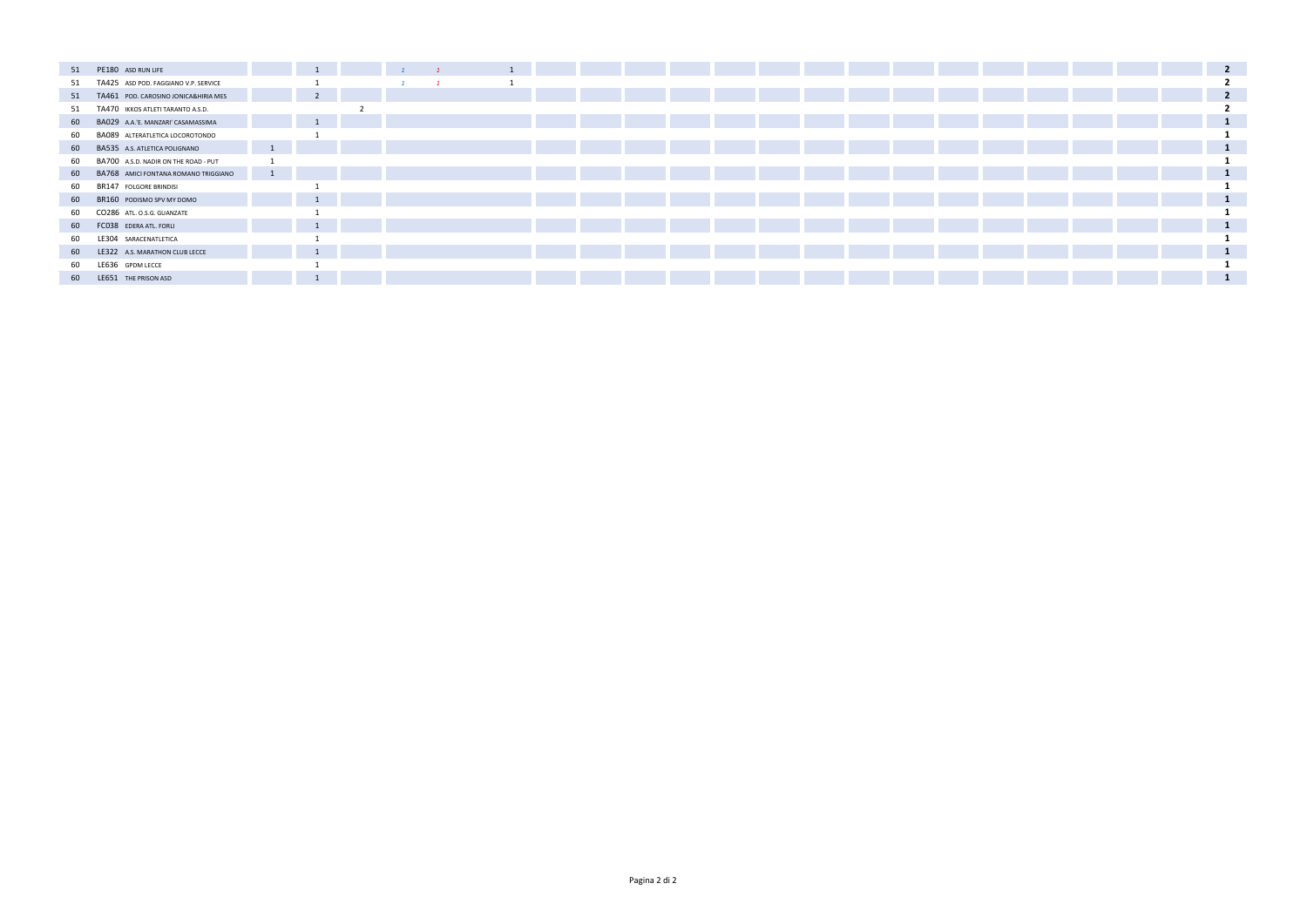| | | | | | | | | | | | | | | | | | | | | | | | |
|---|---|---|---|---|---|---|---|---|---|---|---|---|---|---|---|---|---|---|---|---|---|---|---|
| 51 | PE180 | ASD RUN LIFE | | 1 | | *1* | *1* | 1 | | | | | | | | | | | | | | | **2** |
| 51 | TA425 | ASD POD. FAGGIANO V.P. SERVICE | | 1 | | *1* | *1* | 1 | | | | | | | | | | | | | | | **2** |
| 51 | TA461 | POD. CAROSINO JONICA&HIRIA MES | | 2 | | | | | | | | | | | | | | | | | | | **2** |
| 51 | TA470 | IKKOS ATLETI TARANTO A.S.D. | | | 2 | | | | | | | | | | | | | | | | | | **2** |
| 60 | BA029 | A.A.'E. MANZARI' CASAMASSIMA | | 1 | | | | | | | | | | | | | | | | | | | **1** |
| 60 | BA089 | ALTERATLETICA LOCOROTONDO | | 1 | | | | | | | | | | | | | | | | | | | **1** |
| 60 | BA535 | A.S. ATLETICA POLIGNANO | 1 | | | | | | | | | | | | | | | | | | | | **1** |
| 60 | BA700 | A.S.D. NADIR ON THE ROAD - PUT | 1 | | | | | | | | | | | | | | | | | | | | **1** |
| 60 | BA768 | AMICI FONTANA ROMANO TRIGGIANO | 1 | | | | | | | | | | | | | | | | | | | | **1** |
| 60 | BR147 | FOLGORE BRINDISI | | 1 | | | | | | | | | | | | | | | | | | | **1** |
| 60 | BR160 | PODISMO SPV MY DOMO | | 1 | | | | | | | | | | | | | | | | | | | **1** |
| 60 | CO286 | ATL. O.S.G. GUANZATE | | 1 | | | | | | | | | | | | | | | | | | | **1** |
| 60 | FC038 | EDERA ATL. FORLI | | 1 | | | | | | | | | | | | | | | | | | | **1** |
| 60 | LE304 | SARACENATLETICA | | 1 | | | | | | | | | | | | | | | | | | | **1** |
| 60 | LE322 | A.S. MARATHON CLUB LECCE | | 1 | | | | | | | | | | | | | | | | | | | **1** |
| 60 | LE636 | GPDM LECCE | | 1 | | | | | | | | | | | | | | | | | | | **1** |
| 60 | LE651 | THE PRISON ASD | | 1 | | | | | | | | | | | | | | | | | | | **1** |